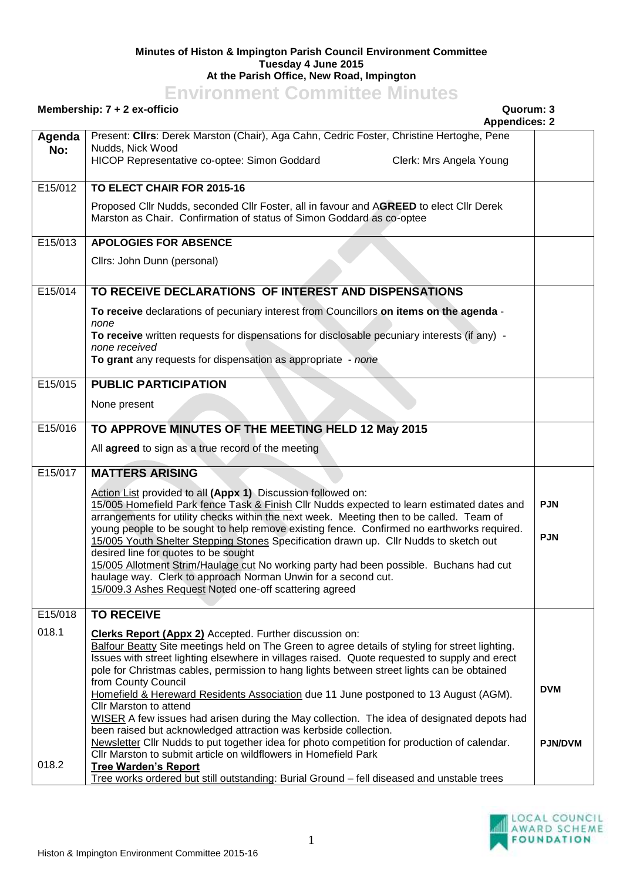**Minutes of Histon & Impington Parish Council Environment Committee**
**Tuesday 4 June 2015**
**At the Parish Office, New Road, Impington**

# Environment Committee Minutes

**Membership: 7 + 2 ex-officio** **Quorum: 3**
**Appendices: 2**

| Agenda No: | | |
|---|---|---|
| | Present: **Cllrs**: Derek Marston (Chair), Aga Cahn, Cedric Foster, Christine Hertoghe, Pene Nudds, Nick Wood<br>HICOP Representative co-optee: Simon Goddard Clerk: Mrs Angela Young | |
| E15/012 | **TO ELECT CHAIR FOR 2015-16**<br>Proposed Cllr Nudds, seconded Cllr Foster, all in favour and A**GREED** to elect Cllr Derek Marston as Chair. Confirmation of status of Simon Goddard as co-optee | |
| E15/013 | **APOLOGIES FOR ABSENCE**<br>Cllrs: John Dunn (personal) | |
| E15/014 | **TO RECEIVE DECLARATIONS OF INTEREST AND DISPENSATIONS**<br>**To receive** declarations of pecuniary interest from Councillors **on items on the agenda** - *none*<br>**To receive** written requests for dispensations for disclosable pecuniary interests (if any) - *none received*<br>**To grant** any requests for dispensation as appropriate - *none* | |
| E15/015 | **PUBLIC PARTICIPATION**<br>None present | |
| E15/016 | **TO APPROVE MINUTES OF THE MEETING HELD 12 May 2015**<br>All **agreed** to sign as a true record of the meeting | |
| E15/017 | **MATTERS ARISING**<br>Action List provided to all **(Appx 1)** Discussion followed on:<br>15/005 Homefield Park fence Task & Finish Cllr Nudds expected to learn estimated dates and arrangements for utility checks within the next week. Meeting then to be called. Team of young people to be sought to help remove existing fence. Confirmed no earthworks required.<br>15/005 Youth Shelter Stepping Stones Specification drawn up. Cllr Nudds to sketch out desired line for quotes to be sought<br>15/005 Allotment Strim/Haulage cut No working party had been possible. Buchans had cut haulage way. Clerk to approach Norman Unwin for a second cut.<br>15/009.3 Ashes Request Noted one-off scattering agreed | **PJN**<br><br>**PJN** |
| E15/018 | **TO RECEIVE** | |
| 018.1 | **Clerks Report (Appx 2)** Accepted. Further discussion on:<br>Balfour Beatty Site meetings held on The Green to agree details of styling for street lighting. Issues with street lighting elsewhere in villages raised. Quote requested to supply and erect pole for Christmas cables, permission to hang lights between street lights can be obtained from County Council<br>Homefield & Hereward Residents Association due 11 June postponed to 13 August (AGM). Cllr Marston to attend<br>WISER A few issues had arisen during the May collection. The idea of designated depots had been raised but acknowledged attraction was kerbside collection.<br>Newsletter Cllr Nudds to put together idea for photo competition for production of calendar. Cllr Marston to submit article on wildflowers in Homefield Park | <br><br>**DVM**<br><br>**PJN/DVM** |
| 018.2 | **Tree Warden's Report**<br>Tree works ordered but still outstanding: Burial Ground – fell diseased and unstable trees | |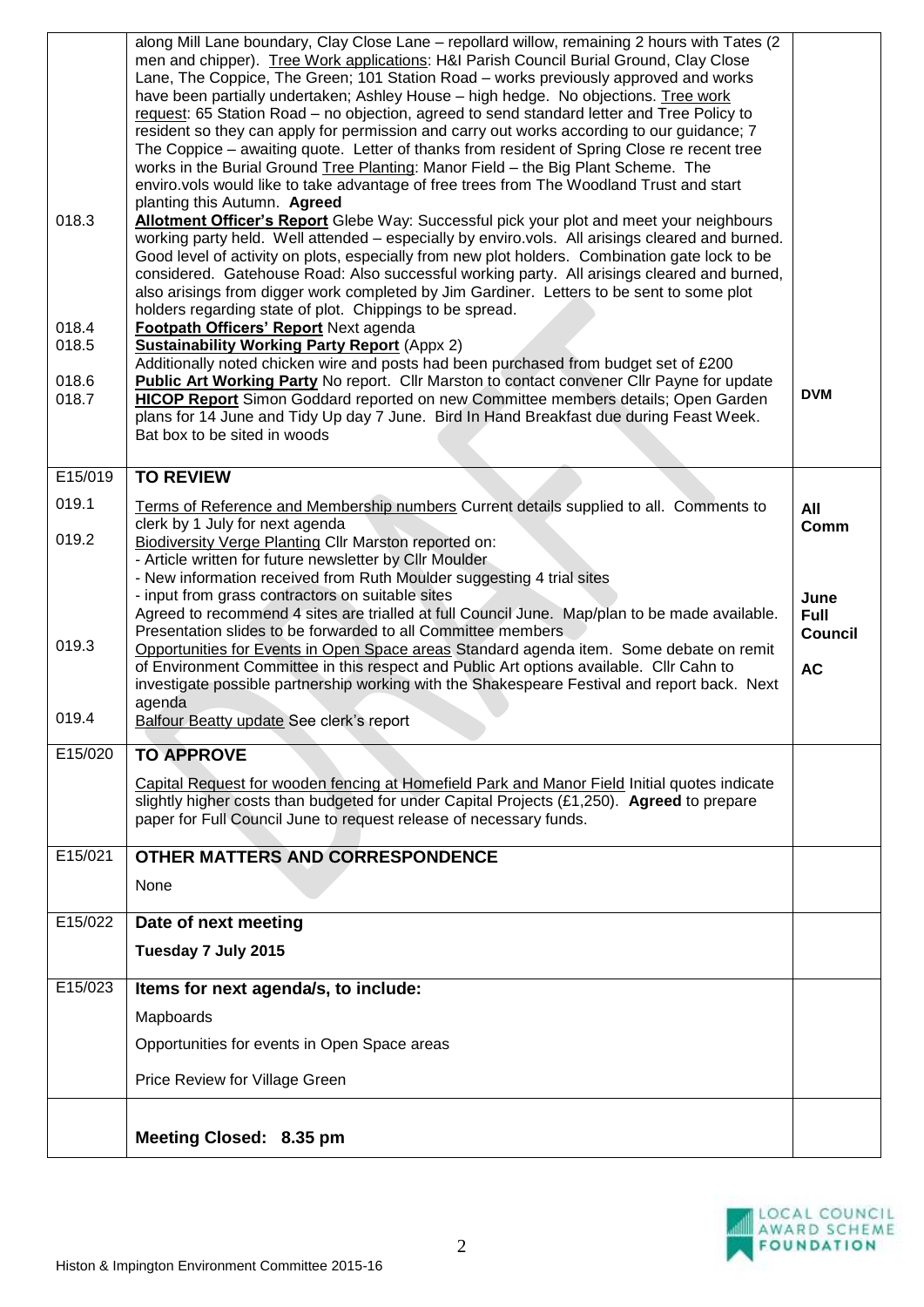| | | |
|---|---|---|
| | along Mill Lane boundary, Clay Close Lane – repollard willow, remaining 2 hours with Tates (2 men and chipper). Tree Work applications: H&I Parish Council Burial Ground, Clay Close Lane, The Coppice, The Green; 101 Station Road – works previously approved and works have been partially undertaken; Ashley House – high hedge. No objections. Tree work request: 65 Station Road – no objection, agreed to send standard letter and Tree Policy to resident so they can apply for permission and carry out works according to our guidance; 7 The Coppice – awaiting quote. Letter of thanks from resident of Spring Close re recent tree works in the Burial Ground Tree Planting: Manor Field – the Big Plant Scheme. The enviro.vols would like to take advantage of free trees from The Woodland Trust and start planting this Autumn. **Agreed** | |
| 018.3 | **Allotment Officer's Report** Glebe Way: Successful pick your plot and meet your neighbours working party held. Well attended – especially by enviro.vols. All arisings cleared and burned. Good level of activity on plots, especially from new plot holders. Combination gate lock to be considered. Gatehouse Road: Also successful working party. All arisings cleared and burned, also arisings from digger work completed by Jim Gardiner. Letters to be sent to some plot holders regarding state of plot. Chippings to be spread. | |
| 018.4 | **Footpath Officers' Report** Next agenda | |
| 018.5 | **Sustainability Working Party Report** (Appx 2) Additionally noted chicken wire and posts had been purchased from budget set of £200 | |
| 018.6 | **Public Art Working Party** No report. Cllr Marston to contact convener Cllr Payne for update | **DVM** |
| 018.7 | **HICOP Report** Simon Goddard reported on new Committee members details; Open Garden plans for 14 June and Tidy Up day 7 June. Bird In Hand Breakfast due during Feast Week. Bat box to be sited in woods | |
| **E15/019** | **TO REVIEW** | |
| 019.1 | Terms of Reference and Membership numbers Current details supplied to all. Comments to clerk by 1 July for next agenda | **All Comm** |
| 019.2 | Biodiversity Verge Planting Cllr Marston reported on:<br>- Article written for future newsletter by Cllr Moulder<br>- New information received from Ruth Moulder suggesting 4 trial sites<br>- input from grass contractors on suitable sites<br>Agreed to recommend 4 sites are trialled at full Council June. Map/plan to be made available. Presentation slides to be forwarded to all Committee members | **June Full Council** |
| 019.3 | Opportunities for Events in Open Space areas Standard agenda item. Some debate on remit of Environment Committee in this respect and Public Art options available. Cllr Cahn to investigate possible partnership working with the Shakespeare Festival and report back. Next agenda | **AC** |
| 019.4 | Balfour Beatty update See clerk's report | |
| **E15/020** | **TO APPROVE**<br><br>Capital Request for wooden fencing at Homefield Park and Manor Field Initial quotes indicate slightly higher costs than budgeted for under Capital Projects (£1,250). **Agreed** to prepare paper for Full Council June to request release of necessary funds. | |
| **E15/021** | **OTHER MATTERS AND CORRESPONDENCE**<br><br>None | |
| **E15/022** | **Date of next meeting**<br><br>**Tuesday 7 July 2015** | |
| **E15/023** | **Items for next agenda/s, to include:**<br><br>Mapboards<br><br>Opportunities for events in Open Space areas<br><br>Price Review for Village Green | |
| | **Meeting Closed: 8.35 pm** | |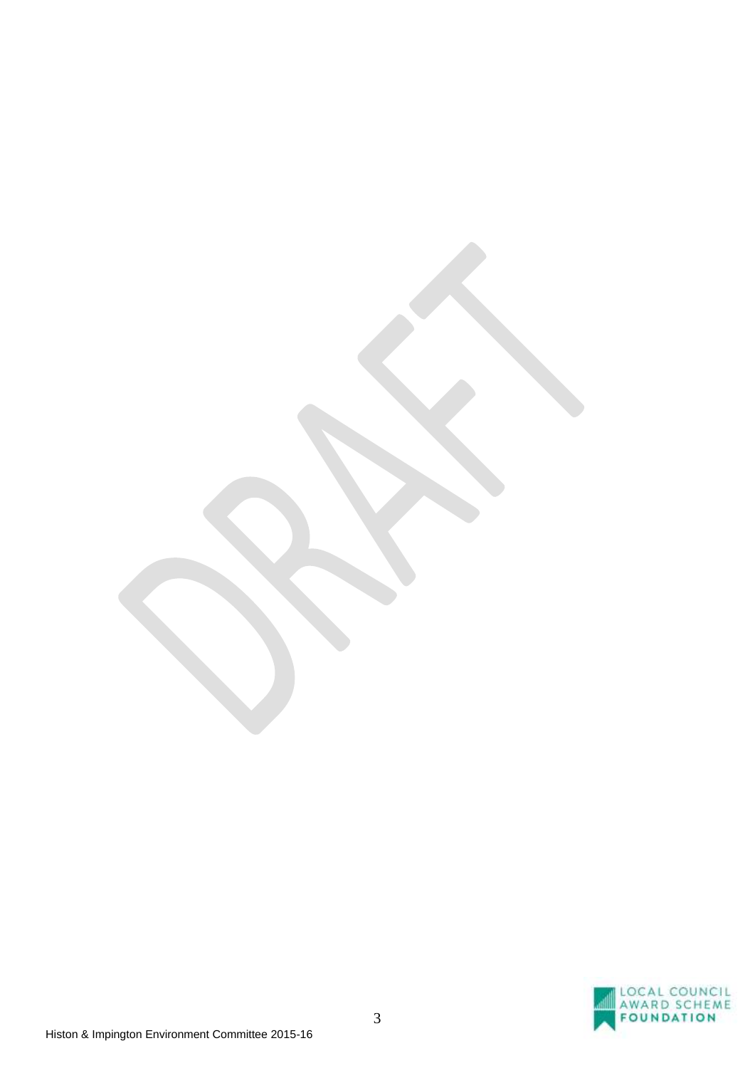DRAFT